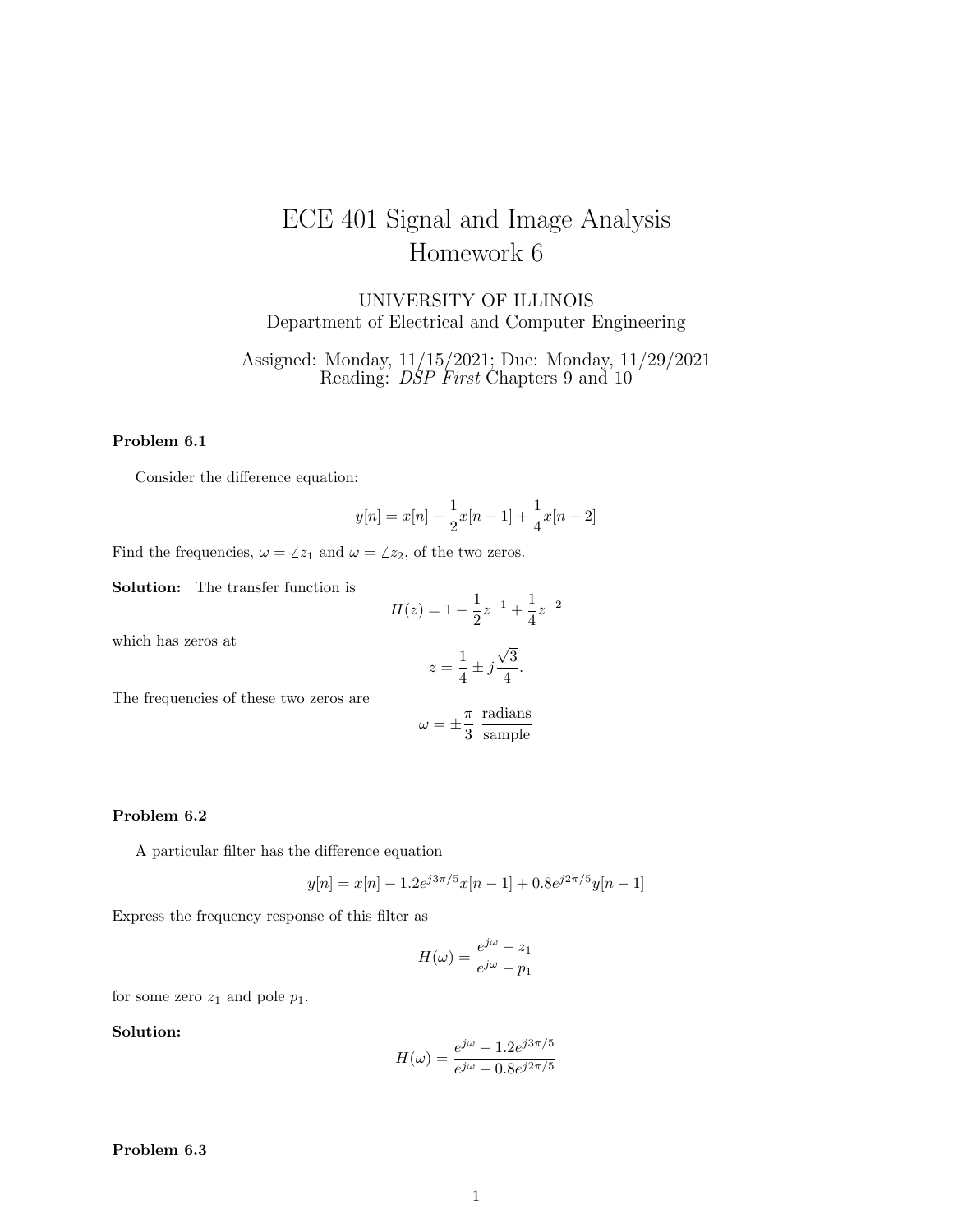# ECE 401 Signal and Image Analysis
# Homework 6

UNIVERSITY OF ILLINOIS
Department of Electrical and Computer Engineering

Assigned: Monday, 11/15/2021; Due: Monday, 11/29/2021
Reading: *DSP First* Chapters 9 and 10

**Problem 6.1**

Consider the difference equation:

$$y[n] = x[n] - \frac{1}{2}x[n-1] + \frac{1}{4}x[n-2]$$

Find the frequencies, $\omega = \angle z_1$ and $\omega = \angle z_2$, of the two zeros.

**Solution:** The transfer function is

$$H(z) = 1 - \frac{1}{2}z^{-1} + \frac{1}{4}z^{-2}$$

which has zeros at

$$z = \frac{1}{4} \pm j\frac{\sqrt{3}}{4}.$$

The frequencies of these two zeros are

$$\omega = \pm\frac{\pi}{3} \frac{\text{radians}}{\text{sample}}$$

**Problem 6.2**

A particular filter has the difference equation

$$y[n] = x[n] - 1.2e^{j3\pi/5}x[n-1] + 0.8e^{j2\pi/5}y[n-1]$$

Express the frequency response of this filter as

$$H(\omega) = \frac{e^{j\omega} - z_1}{e^{j\omega} - p_1}$$

for some zero $z_1$ and pole $p_1$.

**Solution:**

$$H(\omega) = \frac{e^{j\omega} - 1.2e^{j3\pi/5}}{e^{j\omega} - 0.8e^{j2\pi/5}}$$

**Problem 6.3**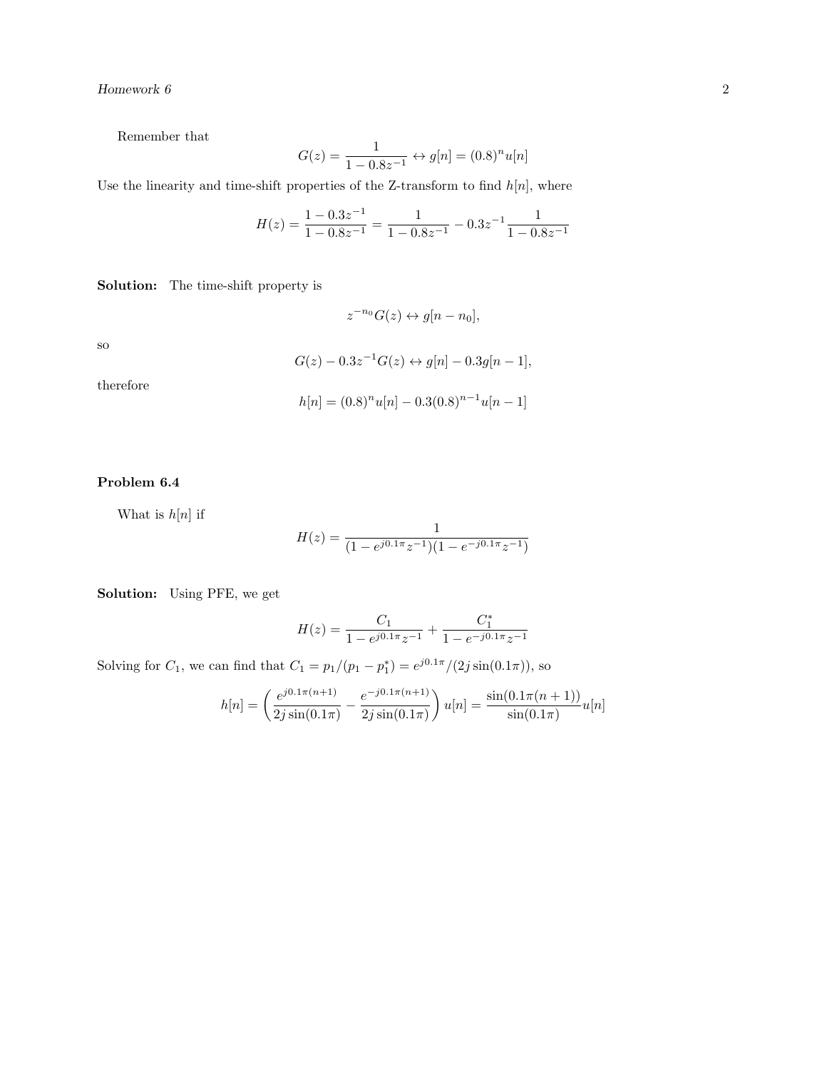Remember that

$$G(z) = \frac{1}{1 - 0.8z^{-1}} \leftrightarrow g[n] = (0.8)^n u[n]$$

Use the linearity and time-shift properties of the Z-transform to find $h[n]$, where

$$H(z) = \frac{1 - 0.3z^{-1}}{1 - 0.8z^{-1}} = \frac{1}{1 - 0.8z^{-1}} - 0.3z^{-1}\frac{1}{1 - 0.8z^{-1}}$$

**Solution:** The time-shift property is

$$z^{-n_0}G(z) \leftrightarrow g[n - n_0],$$

so

$$G(z) - 0.3z^{-1}G(z) \leftrightarrow g[n] - 0.3g[n-1],$$

therefore

$$h[n] = (0.8)^n u[n] - 0.3(0.8)^{n-1}u[n-1]$$

### Problem 6.4

What is $h[n]$ if

$$H(z) = \frac{1}{(1 - e^{j0.1\pi}z^{-1})(1 - e^{-j0.1\pi}z^{-1})}$$

**Solution:** Using PFE, we get

$$H(z) = \frac{C_1}{1 - e^{j0.1\pi}z^{-1}} + \frac{C_1^*}{1 - e^{-j0.1\pi}z^{-1}}$$

Solving for $C_1$, we can find that $C_1 = p_1/(p_1 - p_1^*) = e^{j0.1\pi}/(2j\sin(0.1\pi))$, so

$$h[n] = \left(\frac{e^{j0.1\pi(n+1)}}{2j\sin(0.1\pi)} - \frac{e^{-j0.1\pi(n+1)}}{2j\sin(0.1\pi)}\right)u[n] = \frac{\sin(0.1\pi(n+1))}{\sin(0.1\pi)}u[n]$$